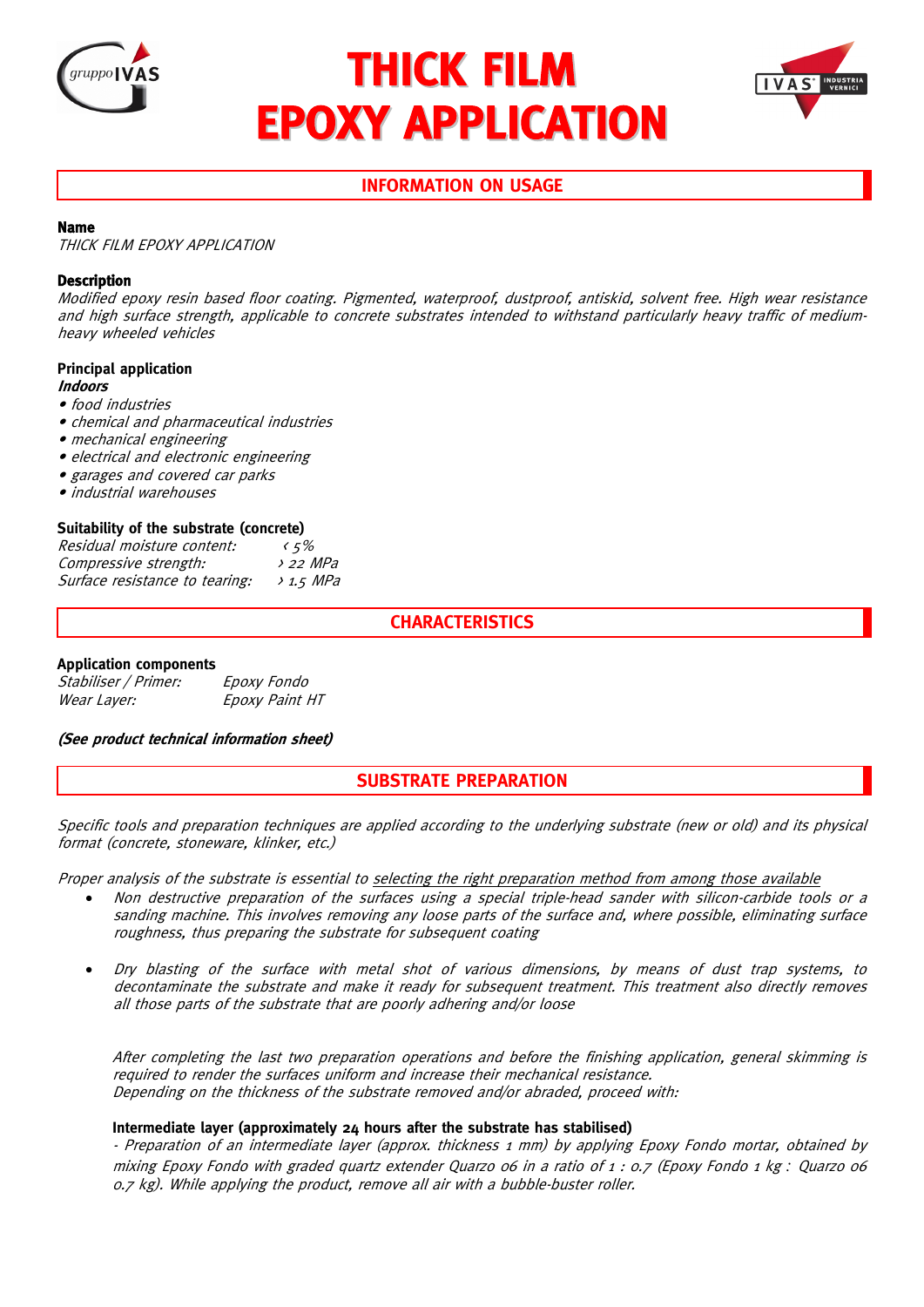# THICK FILM EPOXY APPLICATION

## INFORMATION ON USAGE

**Name**
*THICK FILM EPOXY APPLICATION*

**Description**
*Modified epoxy resin based floor coating. Pigmented, waterproof, dustproof, antiskid, solvent free. High wear resistance and high surface strength, applicable to concrete substrates intended to withstand particularly heavy traffic of medium-heavy wheeled vehicles*

**Principal application**
***Indoors***
- *food industries*
- *chemical and pharmaceutical industries*
- *mechanical engineering*
- *electrical and electronic engineering*
- *garages and covered car parks*
- *industrial warehouses*

**Suitability of the substrate (concrete)**

| | |
|---|---|
| *Residual moisture content:* | *< 5%* |
| *Compressive strength:* | *> 22 MPa* |
| *Surface resistance to tearing:* | *> 1.5 MPa* |

## CHARACTERISTICS

**Application components**

| | |
|---|---|
| *Stabiliser / Primer:* | *Epoxy Fondo* |
| *Wear Layer:* | *Epoxy Paint HT* |

***(See product technical information sheet)***

## SUBSTRATE PREPARATION

*Specific tools and preparation techniques are applied according to the underlying substrate (new or old) and its physical format (concrete, stoneware, klinker, etc.)*

*Proper analysis of the substrate is essential to selecting the right preparation method from among those available*

- *Non destructive preparation of the surfaces using a special triple-head sander with silicon-carbide tools or a sanding machine. This involves removing any loose parts of the surface and, where possible, eliminating surface roughness, thus preparing the substrate for subsequent coating*

- *Dry blasting of the surface with metal shot of various dimensions, by means of dust trap systems, to decontaminate the substrate and make it ready for subsequent treatment. This treatment also directly removes all those parts of the substrate that are poorly adhering and/or loose*

*After completing the last two preparation operations and before the finishing application, general skimming is required to render the surfaces uniform and increase their mechanical resistance.*
*Depending on the thickness of the substrate removed and/or abraded, proceed with:*

**Intermediate layer (approximately 24 hours after the substrate has stabilised)**
*- Preparation of an intermediate layer (approx. thickness 1 mm) by applying Epoxy Fondo mortar, obtained by mixing Epoxy Fondo with graded quartz extender Quarzo 06 in a ratio of 1 : 0.7 (Epoxy Fondo 1 kg : Quarzo 06 0.7 kg). While applying the product, remove all air with a bubble-buster roller.*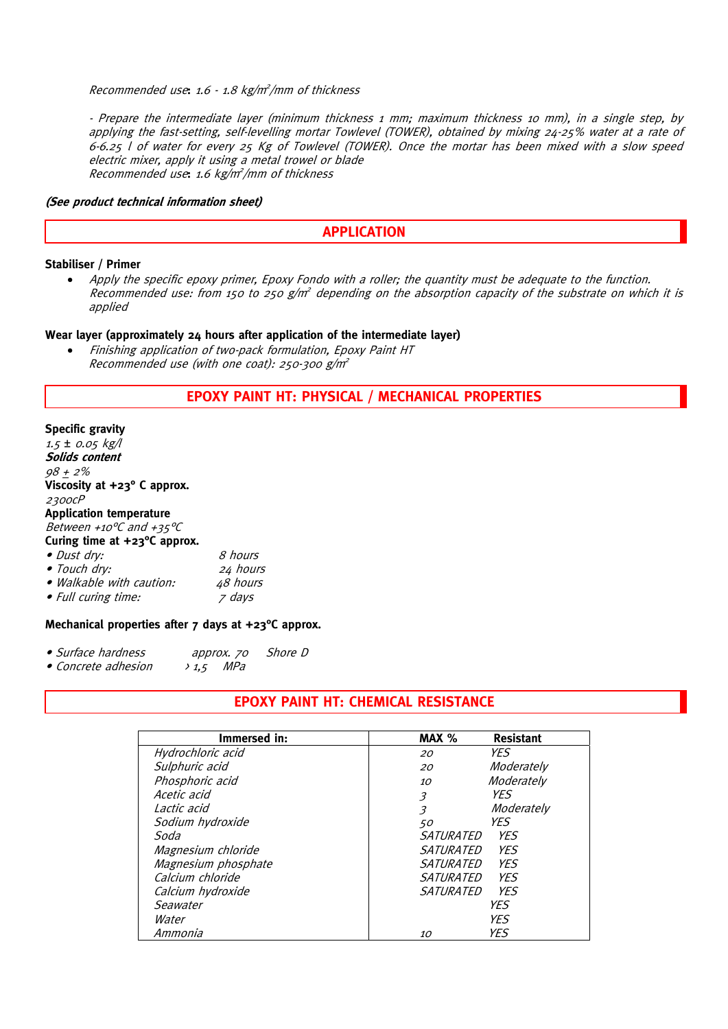*Recommended use*: *1.6 - 1.8 kg/m²/mm of thickness*

*- Prepare the intermediate layer (minimum thickness 1 mm; maximum thickness 10 mm), in a single step, by applying the fast-setting, self-levelling mortar Towlevel (TOWER), obtained by mixing 24-25% water at a rate of 6-6.25 l of water for every 25 Kg of Towlevel (TOWER). Once the mortar has been mixed with a slow speed electric mixer, apply it using a metal trowel or blade*
*Recommended use*: *1.6 kg/m²/mm of thickness*

***(See product technical information sheet)***

## APPLICATION

**Stabiliser / Primer**

- *Apply the specific epoxy primer, Epoxy Fondo with a roller; the quantity must be adequate to the function. Recommended use: from 150 to 250 g/m² depending on the absorption capacity of the substrate on which it is applied*

**Wear layer (approximately 24 hours after application of the intermediate layer)**

- *Finishing application of two-pack formulation, Epoxy Paint HT*
  *Recommended use (with one coat): 250-300 g/m²*

## EPOXY PAINT HT: PHYSICAL / MECHANICAL PROPERTIES

**Specific gravity**
*1.5 ± 0.05 kg/l*
***Solids content***
*98 ± 2%*
**Viscosity at +23° C approx.**
*2300cP*
**Application temperature**
*Between +10°C and +35°C*
**Curing time at +23°C approx.**

- *Dust dry:* *8 hours*
- *Touch dry:* *24 hours*
- *Walkable with caution:* *48 hours*
- *Full curing time:* *7 days*

**Mechanical properties after 7 days at +23°C approx.**

- *Surface hardness* *approx. 70 Shore D*
- *Concrete adhesion* *> 1,5 MPa*

## EPOXY PAINT HT: CHEMICAL RESISTANCE

| Immersed in: | MAX % | Resistant |
|---|---|---|
| *Hydrochloric acid* | *20* | *YES* |
| *Sulphuric acid* | *20* | *Moderately* |
| *Phosphoric acid* | *10* | *Moderately* |
| *Acetic acid* | *3* | *YES* |
| *Lactic acid* | *3* | *Moderately* |
| *Sodium hydroxide* | *50* | *YES* |
| *Soda* | *SATURATED* | *YES* |
| *Magnesium chloride* | *SATURATED* | *YES* |
| *Magnesium phosphate* | *SATURATED* | *YES* |
| *Calcium chloride* | *SATURATED* | *YES* |
| *Calcium hydroxide* | *SATURATED* | *YES* |
| *Seawater* | | *YES* |
| *Water* | | *YES* |
| *Ammonia* | *10* | *YES* |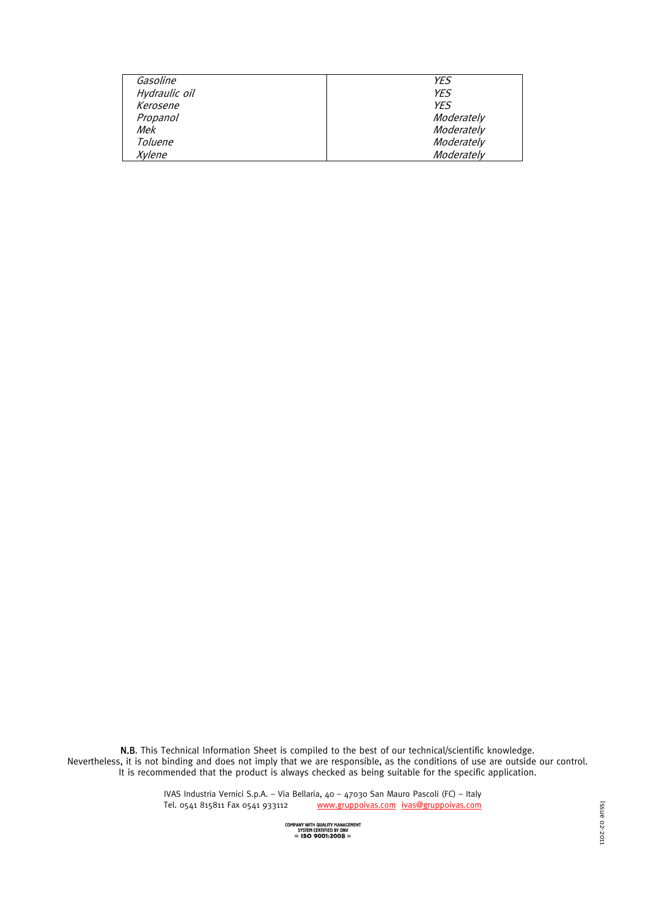| | |
|---|---|
| *Gasoline* | *YES* |
| *Hydraulic oil* | *YES* |
| *Kerosene* | *YES* |
| *Propanol* | *Moderately* |
| *Mek* | *Moderately* |
| *Toluene* | *Moderately* |
| *Xylene* | *Moderately* |

**N.B.** This Technical Information Sheet is compiled to the best of our technical/scientific knowledge. Nevertheless, it is not binding and does not imply that we are responsible, as the conditions of use are outside our control. It is recommended that the product is always checked as being suitable for the specific application.

IVAS Industria Vernici S.p.A. – Via Bellaria, 40 – 47030 San Mauro Pascoli (FC) – Italy
Tel. 0541 815811 Fax 0541 933112 www.gruppoivas.com ivas@gruppoivas.com

COMPANY WITH QUALITY MANAGEMENT SYSTEM CERTIFIED BY DNV
= ISO 9001:2008 =

Issue 02-2011